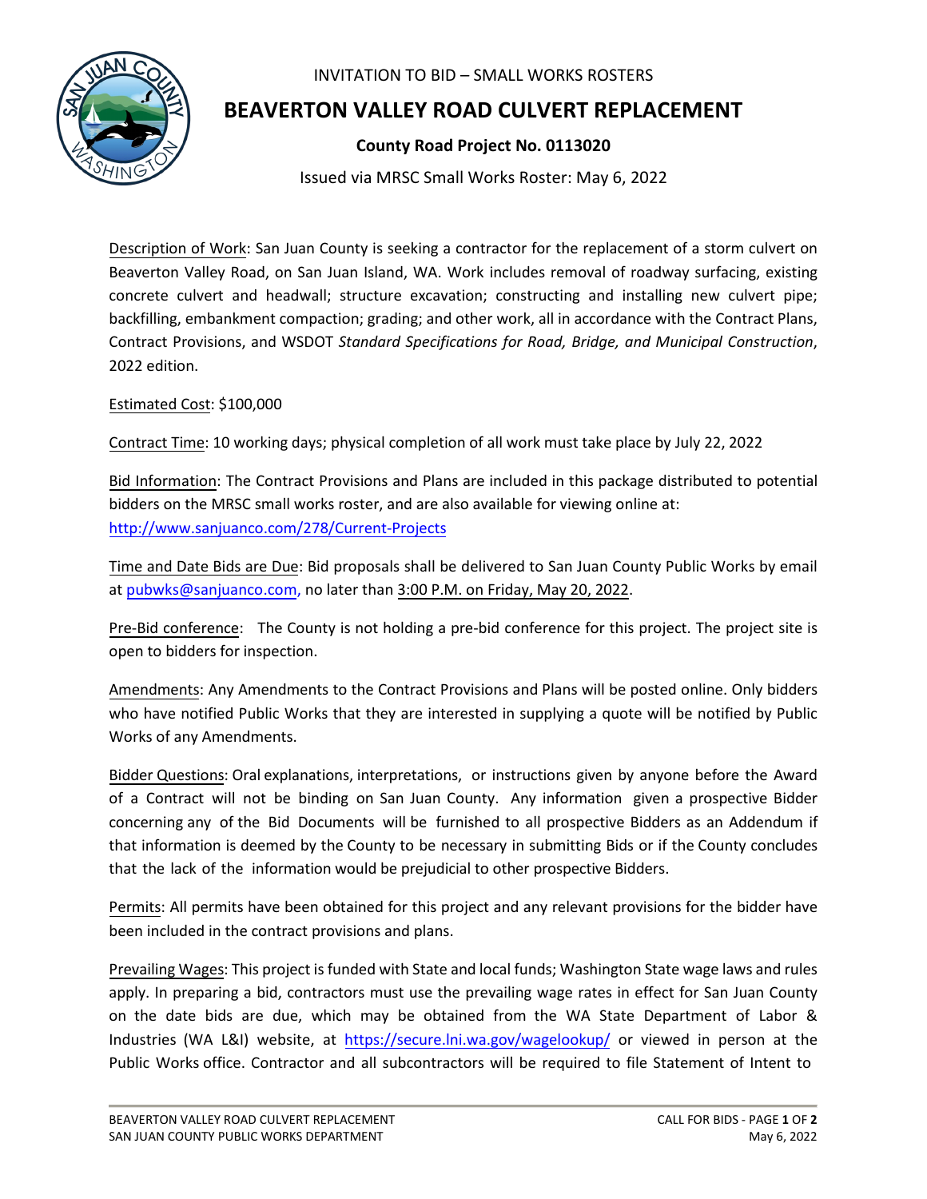INVITATION TO BID – SMALL WORKS ROSTERS

# BEAVERTON VALLEY ROAD CULVERT REPLACEMENT

**County Road Project No. 0113020**

Issued via MRSC Small Works Roster: May 6, 2022

Description of Work: San Juan County is seeking a contractor for the replacement of a storm culvert on Beaverton Valley Road, on San Juan Island, WA. Work includes removal of roadway surfacing, existing concrete culvert and headwall; structure excavation; constructing and installing new culvert pipe; backfilling, embankment compaction; grading; and other work, all in accordance with the Contract Plans, Contract Provisions, and WSDOT *Standard Specifications for Road, Bridge, and Municipal Construction*, 2022 edition.

Estimated Cost: $100,000

Contract Time: 10 working days; physical completion of all work must take place by July 22, 2022

Bid Information: The Contract Provisions and Plans are included in this package distributed to potential bidders on the MRSC small works roster, and are also available for viewing online at: http://www.sanjuanco.com/278/Current-Projects

Time and Date Bids are Due: Bid proposals shall be delivered to San Juan County Public Works by email at pubwks@sanjuanco.com, no later than 3:00 P.M. on Friday, May 20, 2022.

Pre-Bid conference: The County is not holding a pre-bid conference for this project. The project site is open to bidders for inspection.

Amendments: Any Amendments to the Contract Provisions and Plans will be posted online. Only bidders who have notified Public Works that they are interested in supplying a quote will be notified by Public Works of any Amendments.

Bidder Questions: Oral explanations, interpretations, or instructions given by anyone before the Award of a Contract will not be binding on San Juan County. Any information given a prospective Bidder concerning any of the Bid Documents will be furnished to all prospective Bidders as an Addendum if that information is deemed by the County to be necessary in submitting Bids or if the County concludes that the lack of the information would be prejudicial to other prospective Bidders.

Permits: All permits have been obtained for this project and any relevant provisions for the bidder have been included in the contract provisions and plans.

Prevailing Wages: This project is funded with State and local funds; Washington State wage laws and rules apply. In preparing a bid, contractors must use the prevailing wage rates in effect for San Juan County on the date bids are due, which may be obtained from the WA State Department of Labor & Industries (WA L&I) website, at https://secure.lni.wa.gov/wagelookup/ or viewed in person at the Public Works office. Contractor and all subcontractors will be required to file Statement of Intent to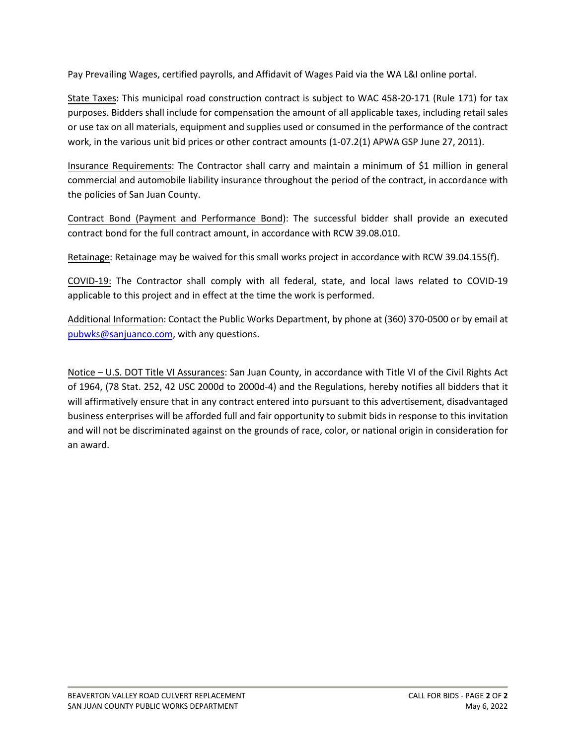Pay Prevailing Wages, certified payrolls, and Affidavit of Wages Paid via the WA L&I online portal.

State Taxes: This municipal road construction contract is subject to WAC 458-20-171 (Rule 171) for tax purposes. Bidders shall include for compensation the amount of all applicable taxes, including retail sales or use tax on all materials, equipment and supplies used or consumed in the performance of the contract work, in the various unit bid prices or other contract amounts (1-07.2(1) APWA GSP June 27, 2011).

Insurance Requirements: The Contractor shall carry and maintain a minimum of $1 million in general commercial and automobile liability insurance throughout the period of the contract, in accordance with the policies of San Juan County.

Contract Bond (Payment and Performance Bond): The successful bidder shall provide an executed contract bond for the full contract amount, in accordance with RCW 39.08.010.

Retainage: Retainage may be waived for this small works project in accordance with RCW 39.04.155(f).

COVID-19: The Contractor shall comply with all federal, state, and local laws related to COVID-19 applicable to this project and in effect at the time the work is performed.

Additional Information: Contact the Public Works Department, by phone at (360) 370-0500 or by email at pubwks@sanjuanco.com, with any questions.

Notice – U.S. DOT Title VI Assurances: San Juan County, in accordance with Title VI of the Civil Rights Act of 1964, (78 Stat. 252, 42 USC 2000d to 2000d-4) and the Regulations, hereby notifies all bidders that it will affirmatively ensure that in any contract entered into pursuant to this advertisement, disadvantaged business enterprises will be afforded full and fair opportunity to submit bids in response to this invitation and will not be discriminated against on the grounds of race, color, or national origin in consideration for an award.